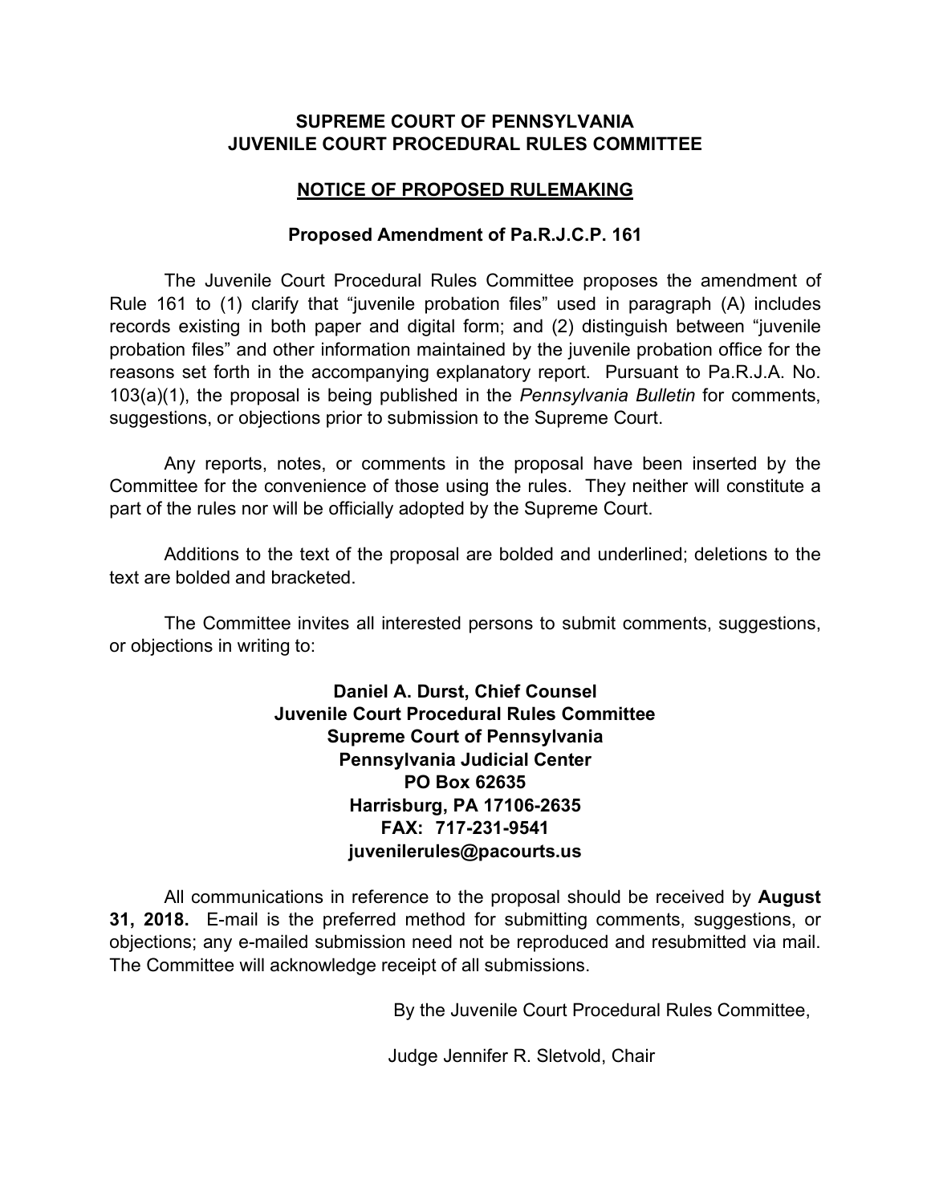**SUPREME COURT OF PENNSYLVANIA**
**JUVENILE COURT PROCEDURAL RULES COMMITTEE**

**NOTICE OF PROPOSED RULEMAKING**

**Proposed Amendment of Pa.R.J.C.P. 161**

The Juvenile Court Procedural Rules Committee proposes the amendment of Rule 161 to (1) clarify that "juvenile probation files" used in paragraph (A) includes records existing in both paper and digital form; and (2) distinguish between "juvenile probation files" and other information maintained by the juvenile probation office for the reasons set forth in the accompanying explanatory report. Pursuant to Pa.R.J.A. No. 103(a)(1), the proposal is being published in the *Pennsylvania Bulletin* for comments, suggestions, or objections prior to submission to the Supreme Court.

Any reports, notes, or comments in the proposal have been inserted by the Committee for the convenience of those using the rules. They neither will constitute a part of the rules nor will be officially adopted by the Supreme Court.

Additions to the text of the proposal are bolded and underlined; deletions to the text are bolded and bracketed.

The Committee invites all interested persons to submit comments, suggestions, or objections in writing to:

**Daniel A. Durst, Chief Counsel**
**Juvenile Court Procedural Rules Committee**
**Supreme Court of Pennsylvania**
**Pennsylvania Judicial Center**
**PO Box 62635**
**Harrisburg, PA 17106-2635**
**FAX: 717-231-9541**
**juvenilerules@pacourts.us**

All communications in reference to the proposal should be received by **August 31, 2018.** E-mail is the preferred method for submitting comments, suggestions, or objections; any e-mailed submission need not be reproduced and resubmitted via mail. The Committee will acknowledge receipt of all submissions.

By the Juvenile Court Procedural Rules Committee,

Judge Jennifer R. Sletvold, Chair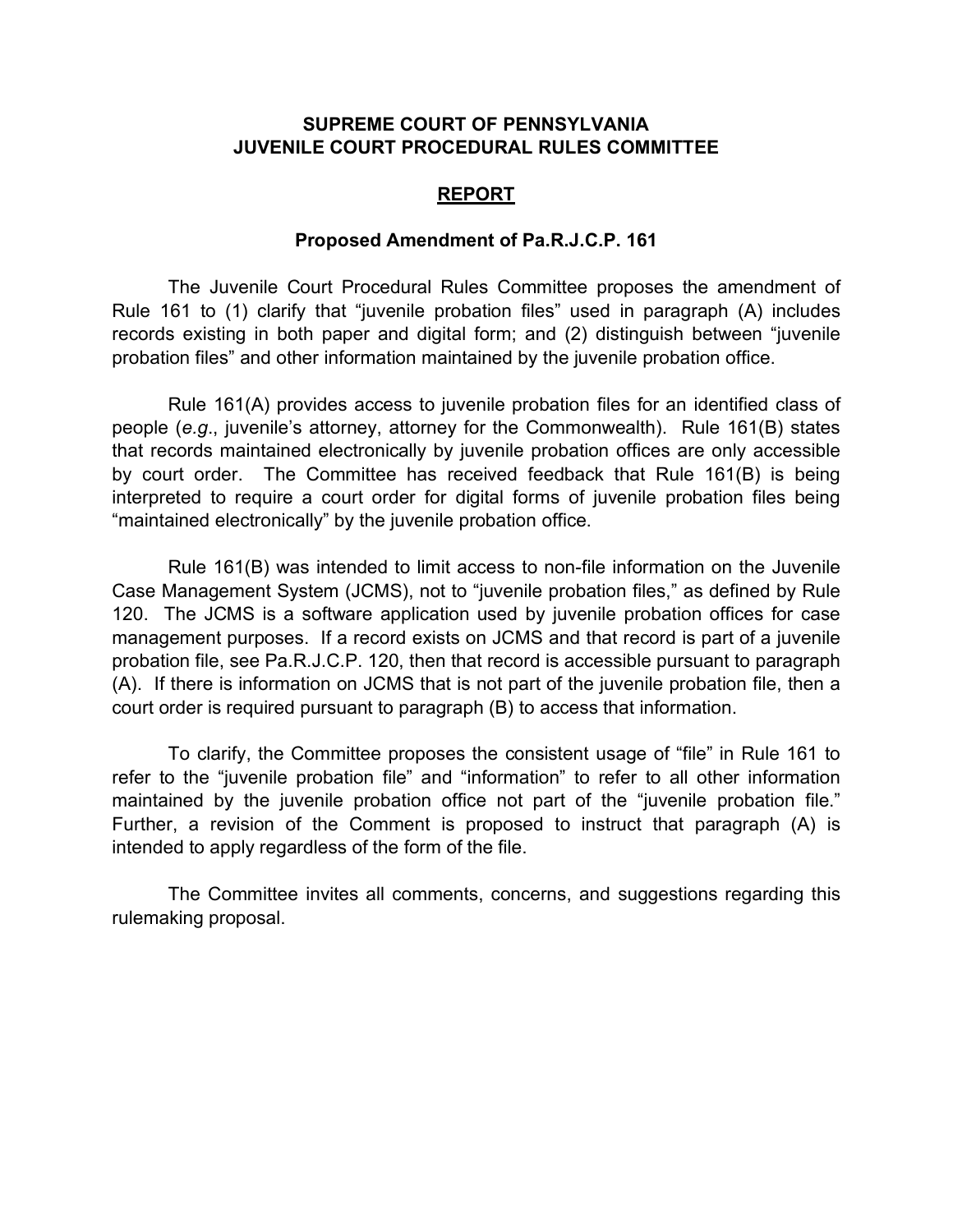**SUPREME COURT OF PENNSYLVANIA**
**JUVENILE COURT PROCEDURAL RULES COMMITTEE**

## REPORT

### Proposed Amendment of Pa.R.J.C.P. 161

The Juvenile Court Procedural Rules Committee proposes the amendment of Rule 161 to (1) clarify that "juvenile probation files" used in paragraph (A) includes records existing in both paper and digital form; and (2) distinguish between "juvenile probation files" and other information maintained by the juvenile probation office.

Rule 161(A) provides access to juvenile probation files for an identified class of people (*e.g*., juvenile's attorney, attorney for the Commonwealth). Rule 161(B) states that records maintained electronically by juvenile probation offices are only accessible by court order. The Committee has received feedback that Rule 161(B) is being interpreted to require a court order for digital forms of juvenile probation files being "maintained electronically" by the juvenile probation office.

Rule 161(B) was intended to limit access to non-file information on the Juvenile Case Management System (JCMS), not to "juvenile probation files," as defined by Rule 120. The JCMS is a software application used by juvenile probation offices for case management purposes. If a record exists on JCMS and that record is part of a juvenile probation file, see Pa.R.J.C.P. 120, then that record is accessible pursuant to paragraph (A). If there is information on JCMS that is not part of the juvenile probation file, then a court order is required pursuant to paragraph (B) to access that information.

To clarify, the Committee proposes the consistent usage of "file" in Rule 161 to refer to the "juvenile probation file" and "information" to refer to all other information maintained by the juvenile probation office not part of the "juvenile probation file." Further, a revision of the Comment is proposed to instruct that paragraph (A) is intended to apply regardless of the form of the file.

The Committee invites all comments, concerns, and suggestions regarding this rulemaking proposal.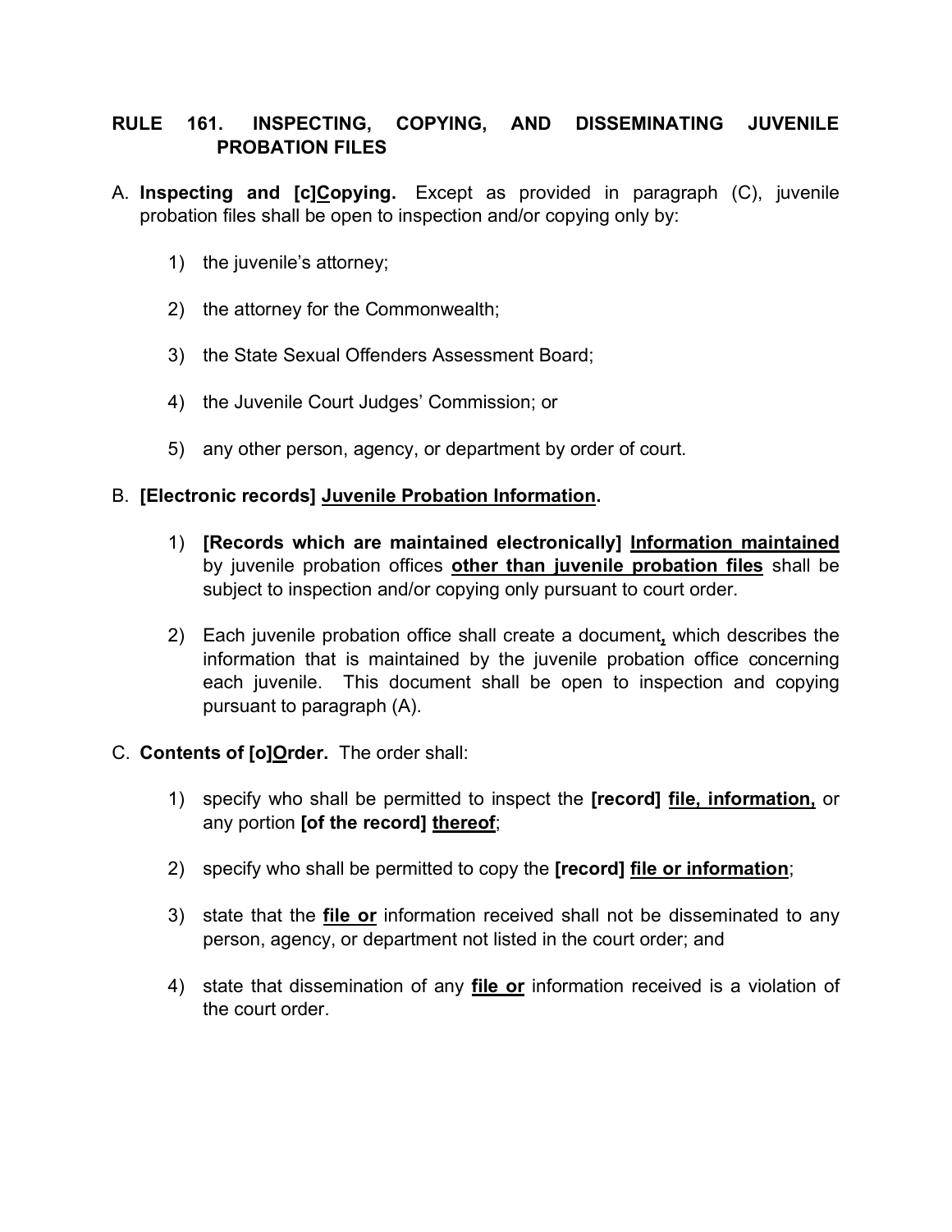## RULE 161. INSPECTING, COPYING, AND DISSEMINATING JUVENILE PROBATION FILES

A. **Inspecting and [c]<u>C</u>opying.** Except as provided in paragraph (C), juvenile probation files shall be open to inspection and/or copying only by:

   1) the juvenile's attorney;

   2) the attorney for the Commonwealth;

   3) the State Sexual Offenders Assessment Board;

   4) the Juvenile Court Judges' Commission; or

   5) any other person, agency, or department by order of court.

B. **[Electronic records] <u>Juvenile Probation Information</u>.**

   1) **[Records which are maintained electronically] <u>Information maintained</u>** by juvenile probation offices **<u>other than juvenile probation files</u>** shall be subject to inspection and/or copying only pursuant to court order.

   2) Each juvenile probation office shall create a document**<u>,</u>** which describes the information that is maintained by the juvenile probation office concerning each juvenile. This document shall be open to inspection and copying pursuant to paragraph (A).

C. **Contents of [o]<u>O</u>rder.** The order shall:

   1) specify who shall be permitted to inspect the **[record] <u>file, information,</u>** or any portion **[of the record] <u>thereof</u>**;

   2) specify who shall be permitted to copy the **[record] <u>file or information</u>**;

   3) state that the **<u>file or</u>** information received shall not be disseminated to any person, agency, or department not listed in the court order; and

   4) state that dissemination of any **<u>file or</u>** information received is a violation of the court order.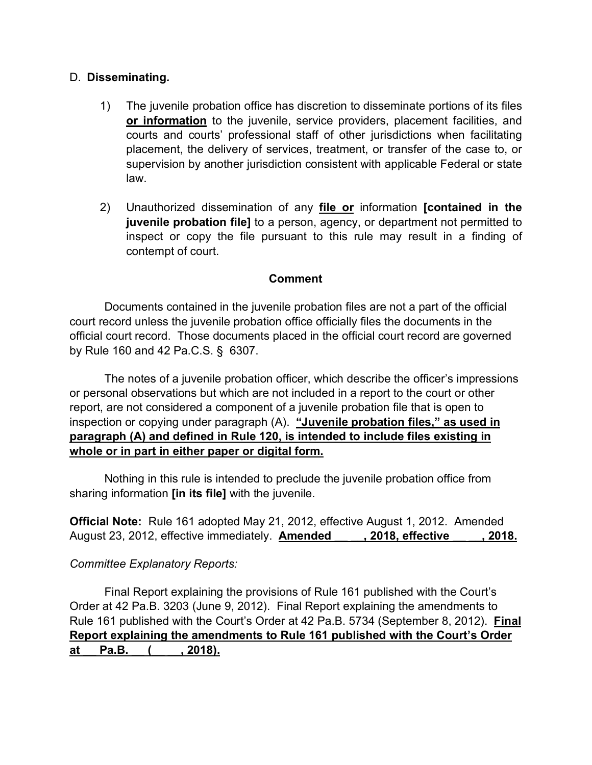D. **Disseminating.**

1) The juvenile probation office has discretion to disseminate portions of its files **<u>or information</u>** to the juvenile, service providers, placement facilities, and courts and courts' professional staff of other jurisdictions when facilitating placement, the delivery of services, treatment, or transfer of the case to, or supervision by another jurisdiction consistent with applicable Federal or state law.

2) Unauthorized dissemination of any **<u>file or</u>** information **[contained in the juvenile probation file]** to a person, agency, or department not permitted to inspect or copy the file pursuant to this rule may result in a finding of contempt of court.

**Comment**

Documents contained in the juvenile probation files are not a part of the official court record unless the juvenile probation office officially files the documents in the official court record. Those documents placed in the official court record are governed by Rule 160 and 42 Pa.C.S. § 6307.

The notes of a juvenile probation officer, which describe the officer's impressions or personal observations but which are not included in a report to the court or other report, are not considered a component of a juvenile probation file that is open to inspection or copying under paragraph (A). **<u>"Juvenile probation files," as used in paragraph (A) and defined in Rule 120, is intended to include files existing in whole or in part in either paper or digital form.</u>**

Nothing in this rule is intended to preclude the juvenile probation office from sharing information **[in its file]** with the juvenile.

**Official Note:** Rule 161 adopted May 21, 2012, effective August 1, 2012. Amended August 23, 2012, effective immediately. **<u>Amended \_\_ \_\_, 2018, effective \_\_ \_\_, 2018.</u>**

*Committee Explanatory Reports:*

Final Report explaining the provisions of Rule 161 published with the Court's Order at 42 Pa.B. 3203 (June 9, 2012). Final Report explaining the amendments to Rule 161 published with the Court's Order at 42 Pa.B. 5734 (September 8, 2012). **<u>Final Report explaining the amendments to Rule 161 published with the Court's Order at \_\_ Pa.B. \_\_ (\_\_ \_\_, 2018).</u>**